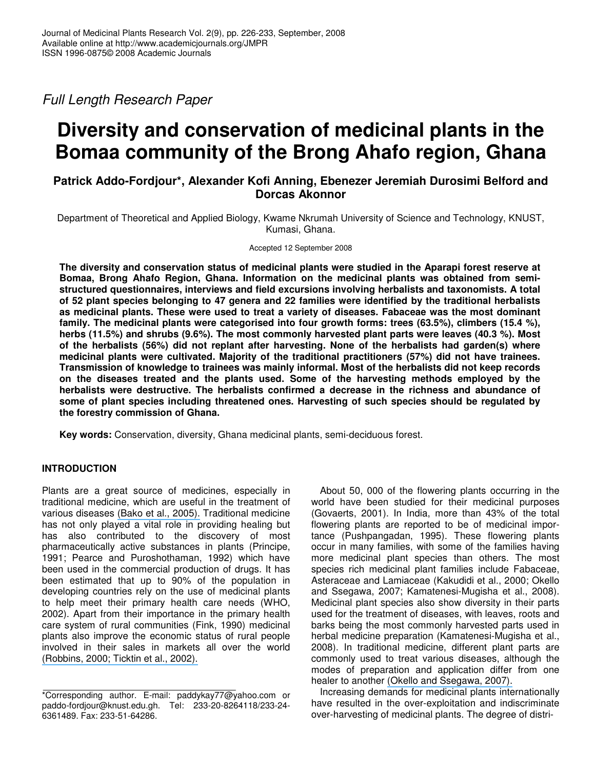Full Length Research Paper

# Diversity and conservation of medicinal plants in the Bomaa community of the Brong Ahafo region, Ghana

**Patrick Addo-Fordjour\*, Alexander Kofi Anning, Ebenezer Jeremiah Durosimi Belford and Dorcas Akonnor**

Department of Theoretical and Applied Biology, Kwame Nkrumah University of Science and Technology, KNUST, Kumasi, Ghana.

Accepted 12 September 2008

**The diversity and conservation status of medicinal plants were studied in the Aparapi forest reserve at Bomaa, Brong Ahafo Region, Ghana. Information on the medicinal plants was obtained from semi-structured questionnaires, interviews and field excursions involving herbalists and taxonomists. A total of 52 plant species belonging to 47 genera and 22 families were identified by the traditional herbalists as medicinal plants. These were used to treat a variety of diseases. Fabaceae was the most dominant family. The medicinal plants were categorised into four growth forms: trees (63.5%), climbers (15.4 %), herbs (11.5%) and shrubs (9.6%). The most commonly harvested plant parts were leaves (40.3 %). Most of the herbalists (56%) did not replant after harvesting. None of the herbalists had garden(s) where medicinal plants were cultivated. Majority of the traditional practitioners (57%) did not have trainees. Transmission of knowledge to trainees was mainly informal. Most of the herbalists did not keep records on the diseases treated and the plants used. Some of the harvesting methods employed by the herbalists were destructive. The herbalists confirmed a decrease in the richness and abundance of some of plant species including threatened ones. Harvesting of such species should be regulated by the forestry commission of Ghana.**

**Key words:** Conservation, diversity, Ghana medicinal plants, semi-deciduous forest.

## INTRODUCTION

Plants are a great source of medicines, especially in traditional medicine, which are useful in the treatment of various diseases (Bako et al., 2005). Traditional medicine has not only played a vital role in providing healing but has also contributed to the discovery of most pharmaceutically active substances in plants (Principe, 1991; Pearce and Puroshothaman, 1992) which have been used in the commercial production of drugs. It has been estimated that up to 90% of the population in developing countries rely on the use of medicinal plants to help meet their primary health care needs (WHO, 2002). Apart from their importance in the primary health care system of rural communities (Fink, 1990) medicinal plants also improve the economic status of rural people involved in their sales in markets all over the world (Robbins, 2000; Ticktin et al., 2002).

About 50, 000 of the flowering plants occurring in the world have been studied for their medicinal purposes (Govaerts, 2001). In India, more than 43% of the total flowering plants are reported to be of medicinal importance (Pushpangadan, 1995). These flowering plants occur in many families, with some of the families having more medicinal plant species than others. The most species rich medicinal plant families include Fabaceae, Asteraceae and Lamiaceae (Kakudidi et al., 2000; Okello and Ssegawa, 2007; Kamatenesi-Mugisha et al., 2008). Medicinal plant species also show diversity in their parts used for the treatment of diseases, with leaves, roots and barks being the most commonly harvested parts used in herbal medicine preparation (Kamatenesi-Mugisha et al., 2008). In traditional medicine, different plant parts are commonly used to treat various diseases, although the modes of preparation and application differ from one healer to another (Okello and Ssegawa, 2007).

Increasing demands for medicinal plants internationally have resulted in the over-exploitation and indiscriminate over-harvesting of medicinal plants. The degree of distri-

\*Corresponding author. E-mail: paddykay77@yahoo.com or paddo-fordjour@knust.edu.gh. Tel: 233-20-8264118/233-24-6361489. Fax: 233-51-64286.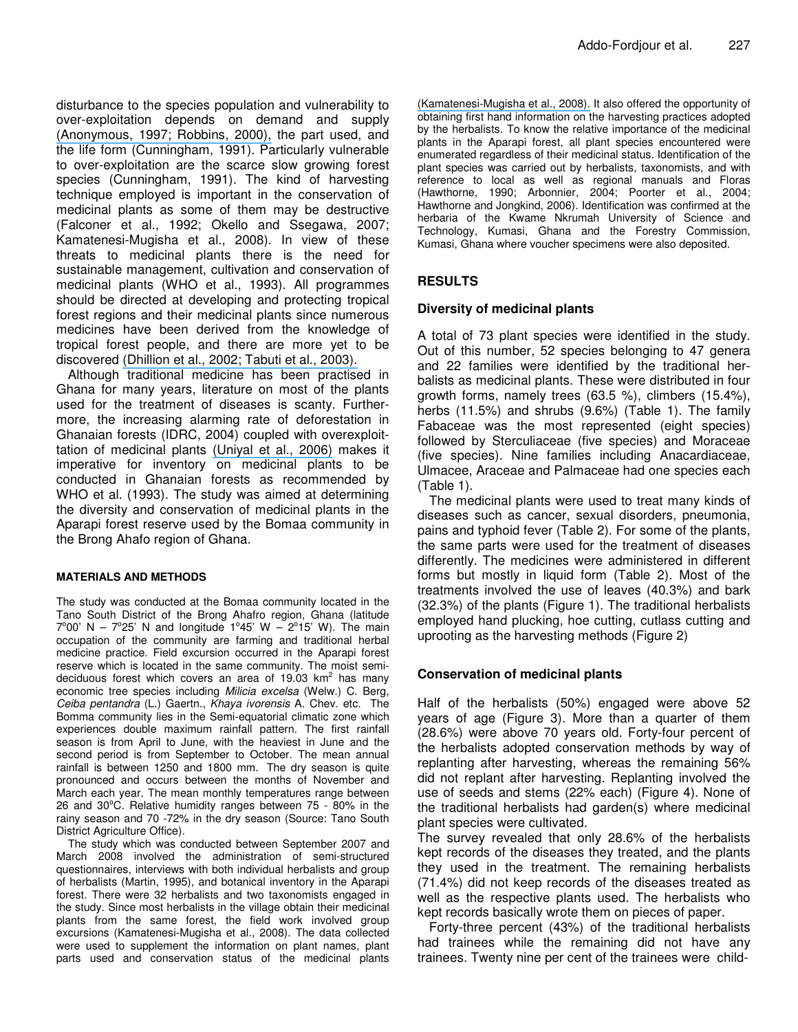disturbance to the species population and vulnerability to over-exploitation depends on demand and supply (Anonymous, 1997; Robbins, 2000), the part used, and the life form (Cunningham, 1991). Particularly vulnerable to over-exploitation are the scarce slow growing forest species (Cunningham, 1991). The kind of harvesting technique employed is important in the conservation of medicinal plants as some of them may be destructive (Falconer et al., 1992; Okello and Ssegawa, 2007; Kamatenesi-Mugisha et al., 2008). In view of these threats to medicinal plants there is the need for sustainable management, cultivation and conservation of medicinal plants (WHO et al., 1993). All programmes should be directed at developing and protecting tropical forest regions and their medicinal plants since numerous medicines have been derived from the knowledge of tropical forest people, and there are more yet to be discovered (Dhillion et al., 2002; Tabuti et al., 2003).

Although traditional medicine has been practised in Ghana for many years, literature on most of the plants used for the treatment of diseases is scanty. Furthermore, the increasing alarming rate of deforestation in Ghanaian forests (IDRC, 2004) coupled with overexploittation of medicinal plants (Uniyal et al., 2006) makes it imperative for inventory on medicinal plants to be conducted in Ghanaian forests as recommended by WHO et al. (1993). The study was aimed at determining the diversity and conservation of medicinal plants in the Aparapi forest reserve used by the Bomaa community in the Brong Ahafo region of Ghana.

## MATERIALS AND METHODS

The study was conducted at the Bomaa community located in the Tano South District of the Brong Ahafro region, Ghana (latitude 7°00' N – 7°25' N and longitude 1°45' W – 2°15' W). The main occupation of the community are farming and traditional herbal medicine practice. Field excursion occurred in the Aparapi forest reserve which is located in the same community. The moist semi-deciduous forest which covers an area of 19.03 km$^2$ has many economic tree species including *Milicia excelsa* (Welw.) C. Berg, *Ceiba pentandra* (L.) Gaertn., *Khaya ivorensis* A. Chev. etc. The Bomma community lies in the Semi-equatorial climatic zone which experiences double maximum rainfall pattern. The first rainfall season is from April to June, with the heaviest in June and the second period is from September to October. The mean annual rainfall is between 1250 and 1800 mm. The dry season is quite pronounced and occurs between the months of November and March each year. The mean monthly temperatures range between 26 and 30°C. Relative humidity ranges between 75 - 80% in the rainy season and 70 -72% in the dry season (Source: Tano South District Agriculture Office).

The study which was conducted between September 2007 and March 2008 involved the administration of semi-structured questionnaires, interviews with both individual herbalists and group of herbalists (Martin, 1995), and botanical inventory in the Aparapi forest. There were 32 herbalists and two taxonomists engaged in the study. Since most herbalists in the village obtain their medicinal plants from the same forest, the field work involved group excursions (Kamatenesi-Mugisha et al., 2008). The data collected were used to supplement the information on plant names, plant parts used and conservation status of the medicinal plants (Kamatenesi-Mugisha et al., 2008). It also offered the opportunity of obtaining first hand information on the harvesting practices adopted by the herbalists. To know the relative importance of the medicinal plants in the Aparapi forest, all plant species encountered were enumerated regardless of their medicinal status. Identification of the plant species was carried out by herbalists, taxonomists, and with reference to local as well as regional manuals and Floras (Hawthorne, 1990; Arbonnier, 2004; Poorter et al., 2004; Hawthorne and Jongkind, 2006). Identification was confirmed at the herbaria of the Kwame Nkrumah University of Science and Technology, Kumasi, Ghana and the Forestry Commission, Kumasi, Ghana where voucher specimens were also deposited.

## RESULTS

### Diversity of medicinal plants

A total of 73 plant species were identified in the study. Out of this number, 52 species belonging to 47 genera and 22 families were identified by the traditional herbalists as medicinal plants. These were distributed in four growth forms, namely trees (63.5 %), climbers (15.4%), herbs (11.5%) and shrubs (9.6%) (Table 1). The family Fabaceae was the most represented (eight species) followed by Sterculiaceae (five species) and Moraceae (five species). Nine families including Anacardiaceae, Ulmacee, Araceae and Palmaceae had one species each (Table 1).

The medicinal plants were used to treat many kinds of diseases such as cancer, sexual disorders, pneumonia, pains and typhoid fever (Table 2). For some of the plants, the same parts were used for the treatment of diseases differently. The medicines were administered in different forms but mostly in liquid form (Table 2). Most of the treatments involved the use of leaves (40.3%) and bark (32.3%) of the plants (Figure 1). The traditional herbalists employed hand plucking, hoe cutting, cutlass cutting and uprooting as the harvesting methods (Figure 2)

### Conservation of medicinal plants

Half of the herbalists (50%) engaged were above 52 years of age (Figure 3). More than a quarter of them (28.6%) were above 70 years old. Forty-four percent of the herbalists adopted conservation methods by way of replanting after harvesting, whereas the remaining 56% did not replant after harvesting. Replanting involved the use of seeds and stems (22% each) (Figure 4). None of the traditional herbalists had garden(s) where medicinal plant species were cultivated.

The survey revealed that only 28.6% of the herbalists kept records of the diseases they treated, and the plants they used in the treatment. The remaining herbalists (71.4%) did not keep records of the diseases treated as well as the respective plants used. The herbalists who kept records basically wrote them on pieces of paper.

Forty-three percent (43%) of the traditional herbalists had trainees while the remaining did not have any trainees. Twenty nine per cent of the trainees were child-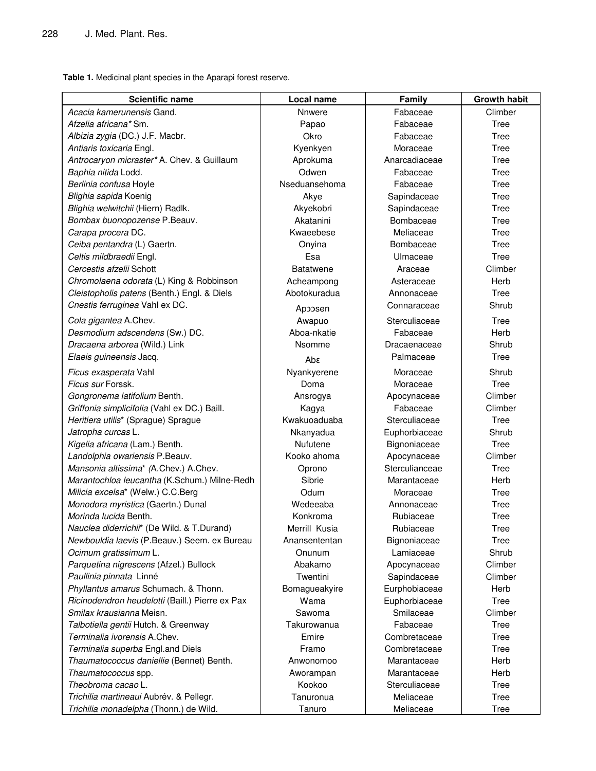**Table 1.** Medicinal plant species in the Aparapi forest reserve.

| Scientific name | Local name | Family | Growth habit |
|---|---|---|---|
| *Acacia kamerunensis* Gand. | Nnwere | Fabaceae | Climber |
| *Afzelia africana** Sm. | Papao | Fabaceae | Tree |
| *Albizia zygia* (DC.) J.F. Macbr. | Okro | Fabaceae | Tree |
| *Antiaris toxicaria* Engl. | Kyenkyen | Moraceae | Tree |
| *Antrocaryon micraster** A. Chev. & Guillaum | Aprokuma | Anarcadiaceae | Tree |
| *Baphia nitida* Lodd. | Odwen | Fabaceae | Tree |
| *Berlinia confusa* Hoyle | Nseduansehoma | Fabaceae | Tree |
| *Blighia sapida* Koenig | Akye | Sapindaceae | Tree |
| *Blighia welwitchii* (Hiern) Radlk. | Akyekobri | Sapindaceae | Tree |
| *Bombax buonopozense* P.Beauv. | Akatanini | Bombaceae | Tree |
| *Carapa procera* DC. | Kwaeebese | Meliaceae | Tree |
| *Ceiba pentandra* (L) Gaertn. | Onyina | Bombaceae | Tree |
| *Celtis mildbraedii* Engl. | Esa | Ulmaceae | Tree |
| *Cercestis afzelii* Schott | Batatwene | Araceae | Climber |
| *Chromolaena odorata* (L) King & Robbinson | Acheampong | Asteraceae | Herb |
| *Cleistopholis patens* (Benth.) Engl. & Diels | Abotokuradua | Annonaceae | Tree |
| *Cnestis ferruginea* Vahl ex DC. | Apɔɔsen | Connaraceae | Shrub |
| *Cola gigantea* A.Chev. | Awapuo | Sterculiaceae | Tree |
| *Desmodium adscendens* (Sw.) DC. | Aboa-nkatie | Fabaceae | Herb |
| *Dracaena arborea* (Wild.) Link | Nsomme | Dracaenaceae | Shrub |
| *Elaeis guineensis* Jacq. | Abɛ | Palmaceae | Tree |
| *Ficus exasperata* Vahl | Nyankyerene | Moraceae | Shrub |
| *Ficus sur* Forssk. | Doma | Moraceae | Tree |
| *Gongronema latifolium* Benth. | Ansrogya | Apocynaceae | Climber |
| *Griffonia simplicifolia* (Vahl ex DC.) Baill. | Kagya | Fabaceae | Climber |
| *Heritiera utilis** (Sprague) Sprague | Kwakuoaduaba | Sterculiaceae | Tree |
| *Jatropha curcas* L. | Nkanyadua | Euphorbiaceae | Shrub |
| *Kigelia africana* (Lam.) Benth. | Nufutene | Bignoniaceae | Tree |
| *Landolphia owariensis* P.Beauv. | Kooko ahoma | Apocynaceae | Climber |
| *Mansonia altissima** (A.Chev.) A.Chev. | Oprono | Sterculianceae | Tree |
| *Marantochloa leucantha* (K.Schum.) Milne-Redh | Sibrie | Marantaceae | Herb |
| *Milicia excelsa** (Welw.) C.C.Berg | Odum | Moraceae | Tree |
| *Monodora myristica* (Gaertn.) Dunal | Wedeeaba | Annonaceae | Tree |
| *Morinda lucida* Benth. | Konkroma | Rubiaceae | Tree |
| *Nauclea diderrichii** (De Wild. & T.Durand) | Merrill Kusia | Rubiaceae | Tree |
| *Newbouldia laevis* (P.Beauv.) Seem. ex Bureau | Anansententan | Bignoniaceae | Tree |
| *Ocimum gratissimum* L. | Onunum | Lamiaceae | Shrub |
| *Parquetina nigrescens* (Afzel.) Bullock | Abakamo | Apocynaceae | Climber |
| *Paullinia pinnata* Linné | Twentini | Sapindaceae | Climber |
| *Phyllantus amarus* Schumach. & Thonn. | Bomagueakyire | Eurphobiaceae | Herb |
| *Ricinodendron heudelotti* (Baill.) Pierre ex Pax | Wama | Euphorbiaceae | Tree |
| *Smilax krausianna* Meisn. | Sawoma | Smilaceae | Climber |
| *Talbotiella gentii* Hutch. & Greenway | Takurowanua | Fabaceae | Tree |
| *Terminalia ivorensis* A.Chev. | Emire | Combretaceae | Tree |
| *Terminalia superba* Engl.and Diels | Framo | Combretaceae | Tree |
| *Thaumatococcus daniellie* (Bennet) Benth. | Anwonomoo | Marantaceae | Herb |
| *Thaumatococcus* spp. | Aworampan | Marantaceae | Herb |
| *Theobroma cacao* L. | Kookoo | Sterculiaceae | Tree |
| *Trichilia martineaui* Aubrév. & Pellegr. | Tanuronua | Meliaceae | Tree |
| *Trichilia monadelpha* (Thonn.) de Wild. | Tanuro | Meliaceae | Tree |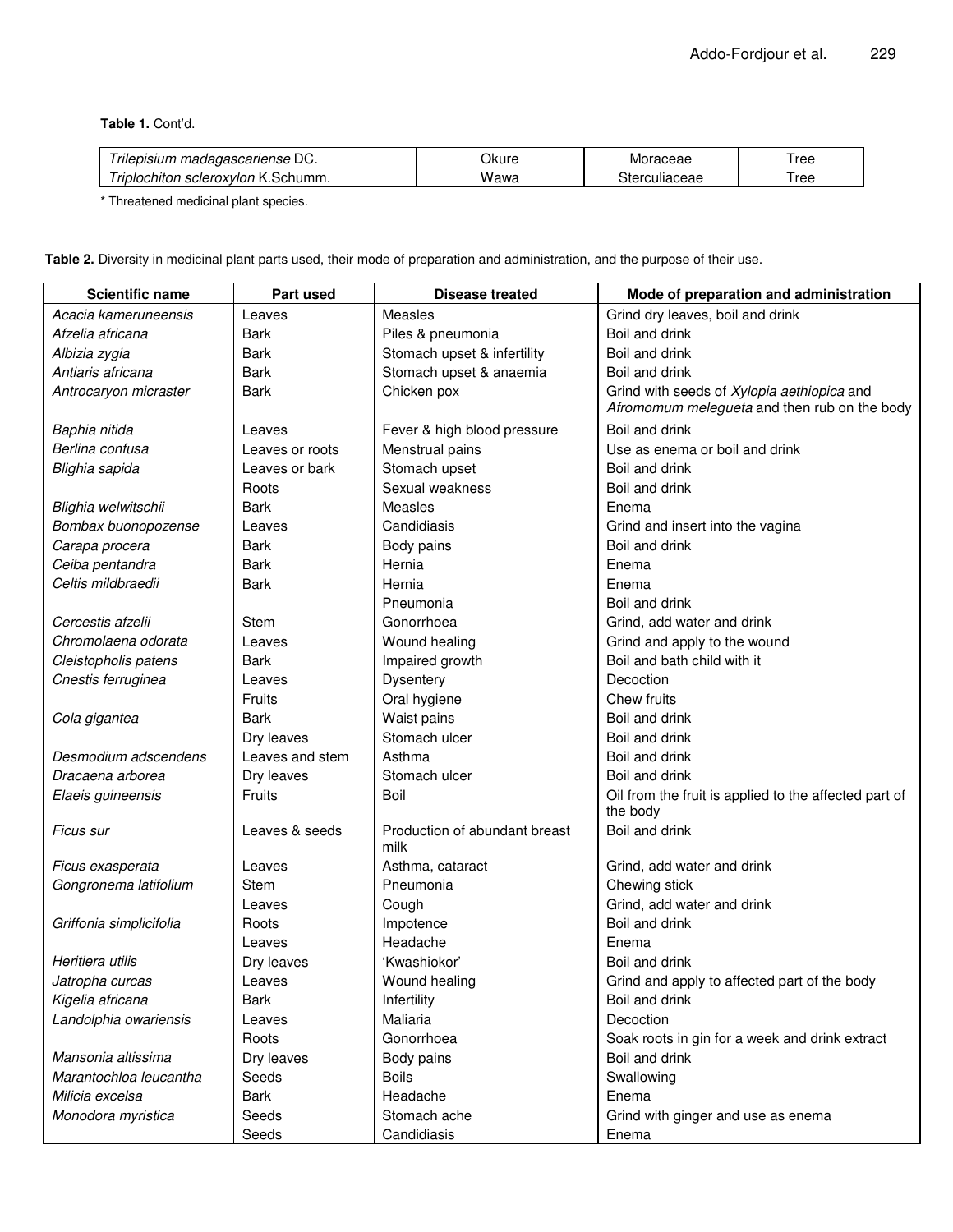**Table 1.** Cont'd.

| | | | |
|---|---|---|---|
| *Trilepisium madagascariense* DC. | Okure | Moraceae | Tree |
| *Triplochiton scleroxylon* K.Schumm. | Wawa | Sterculiaceae | Tree |

\* Threatened medicinal plant species.

**Table 2.** Diversity in medicinal plant parts used, their mode of preparation and administration, and the purpose of their use.

| Scientific name | Part used | Disease treated | Mode of preparation and administration |
|---|---|---|---|
| *Acacia kameruneensis* | Leaves | Measles | Grind dry leaves, boil and drink |
| *Afzelia africana* | Bark | Piles & pneumonia | Boil and drink |
| *Albizia zygia* | Bark | Stomach upset & infertility | Boil and drink |
| *Antiaris africana* | Bark | Stomach upset & anaemia | Boil and drink |
| *Antrocaryon micraster* | Bark | Chicken pox | Grind with seeds of *Xylopia aethiopica* and *Afromomum melegueta* and then rub on the body |
| *Baphia nitida* | Leaves | Fever & high blood pressure | Boil and drink |
| *Berlina confusa* | Leaves or roots | Menstrual pains | Use as enema or boil and drink |
| *Blighia sapida* | Leaves or bark | Stomach upset | Boil and drink |
| | Roots | Sexual weakness | Boil and drink |
| *Blighia welwitschii* | Bark | Measles | Enema |
| *Bombax buonopozense* | Leaves | Candidiasis | Grind and insert into the vagina |
| *Carapa procera* | Bark | Body pains | Boil and drink |
| *Ceiba pentandra* | Bark | Hernia | Enema |
| *Celtis mildbraedii* | Bark | Hernia | Enema |
| | | Pneumonia | Boil and drink |
| *Cercestis afzelii* | Stem | Gonorrhoea | Grind, add water and drink |
| *Chromolaena odorata* | Leaves | Wound healing | Grind and apply to the wound |
| *Cleistopholis patens* | Bark | Impaired growth | Boil and bath child with it |
| *Cnestis ferruginea* | Leaves | Dysentery | Decoction |
| | Fruits | Oral hygiene | Chew fruits |
| *Cola gigantea* | Bark | Waist pains | Boil and drink |
| | Dry leaves | Stomach ulcer | Boil and drink |
| *Desmodium adscendens* | Leaves and stem | Asthma | Boil and drink |
| *Dracaena arborea* | Dry leaves | Stomach ulcer | Boil and drink |
| *Elaeis guineensis* | Fruits | Boil | Oil from the fruit is applied to the affected part of the body |
| *Ficus sur* | Leaves & seeds | Production of abundant breast milk | Boil and drink |
| *Ficus exasperata* | Leaves | Asthma, cataract | Grind, add water and drink |
| *Gongronema latifolium* | Stem | Pneumonia | Chewing stick |
| | Leaves | Cough | Grind, add water and drink |
| *Griffonia simplicifolia* | Roots | Impotence | Boil and drink |
| | Leaves | Headache | Enema |
| *Heritiera utilis* | Dry leaves | 'Kwashiokor' | Boil and drink |
| *Jatropha curcas* | Leaves | Wound healing | Grind and apply to affected part of the body |
| *Kigelia africana* | Bark | Infertility | Boil and drink |
| *Landolphia owariensis* | Leaves | Maliaria | Decoction |
| | Roots | Gonorrhoea | Soak roots in gin for a week and drink extract |
| *Mansonia altissima* | Dry leaves | Body pains | Boil and drink |
| *Marantochloa leucantha* | Seeds | Boils | Swallowing |
| *Milicia excelsa* | Bark | Headache | Enema |
| *Monodora myristica* | Seeds | Stomach ache | Grind with ginger and use as enema |
| | Seeds | Candidiasis | Enema |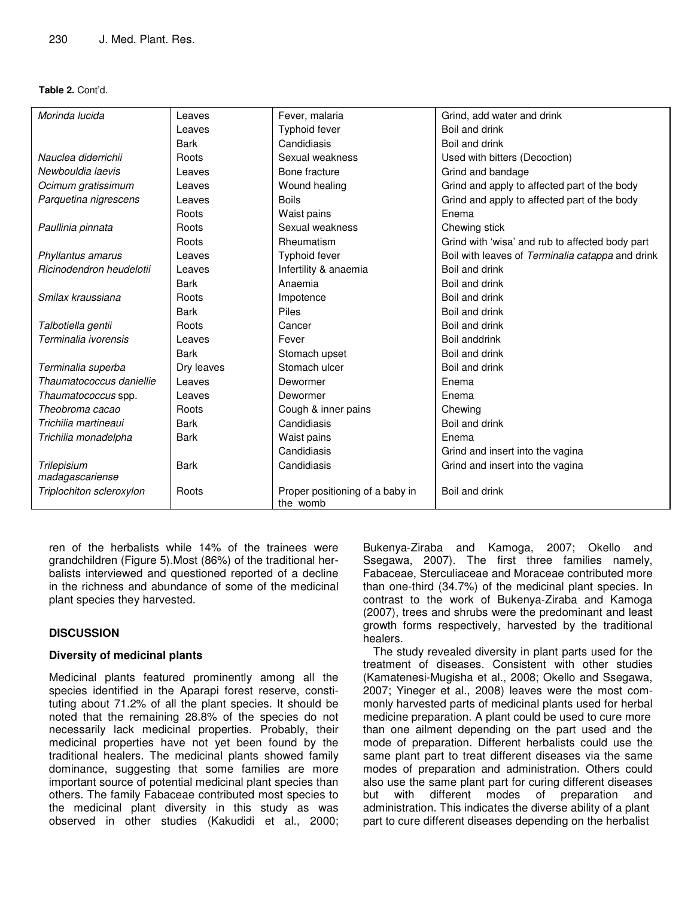**Table 2.** Cont'd.

| | | | |
|---|---|---|---|
| *Morinda lucida* | Leaves | Fever, malaria | Grind, add water and drink |
| | Leaves | Typhoid fever | Boil and drink |
| | Bark | Candidiasis | Boil and drink |
| *Nauclea diderrichii* | Roots | Sexual weakness | Used with bitters (Decoction) |
| *Newbouldia laevis* | Leaves | Bone fracture | Grind and bandage |
| *Ocimum gratissimum* | Leaves | Wound healing | Grind and apply to affected part of the body |
| *Parquetina nigrescens* | Leaves | Boils | Grind and apply to affected part of the body |
| | Roots | Waist pains | Enema |
| *Paullinia pinnata* | Roots | Sexual weakness | Chewing stick |
| | Roots | Rheumatism | Grind with 'wisa' and rub to affected body part |
| *Phyllantus amarus* | Leaves | Typhoid fever | Boil with leaves of *Terminalia catappa* and drink |
| *Ricinodendron heudelotii* | Leaves | Infertility & anaemia | Boil and drink |
| | Bark | Anaemia | Boil and drink |
| *Smilax kraussiana* | Roots | Impotence | Boil and drink |
| | Bark | Piles | Boil and drink |
| *Talbotiella gentii* | Roots | Cancer | Boil and drink |
| *Terminalia ivorensis* | Leaves | Fever | Boil anddrink |
| | Bark | Stomach upset | Boil and drink |
| *Terminalia superba* | Dry leaves | Stomach ulcer | Boil and drink |
| *Thaumatococcus daniellie* | Leaves | Dewormer | Enema |
| *Thaumatococcus* spp. | Leaves | Dewormer | Enema |
| *Theobroma cacao* | Roots | Cough & inner pains | Chewing |
| *Trichilia martineaui* | Bark | Candidiasis | Boil and drink |
| *Trichilia monadelpha* | Bark | Waist pains | Enema |
| | | Candidiasis | Grind and insert into the vagina |
| *Trilepisium madagascariense* | Bark | Candidiasis | Grind and insert into the vagina |
| *Triplochiton scleroxylon* | Roots | Proper positioning of a baby in the womb | Boil and drink |

ren of the herbalists while 14% of the trainees were grandchildren (Figure 5).Most (86%) of the traditional herbalists interviewed and questioned reported of a decline in the richness and abundance of some of the medicinal plant species they harvested.

## DISCUSSION

### Diversity of medicinal plants

Medicinal plants featured prominently among all the species identified in the Aparapi forest reserve, constituting about 71.2% of all the plant species. It should be noted that the remaining 28.8% of the species do not necessarily lack medicinal properties. Probably, their medicinal properties have not yet been found by the traditional healers. The medicinal plants showed family dominance, suggesting that some families are more important source of potential medicinal plant species than others. The family Fabaceae contributed most species to the medicinal plant diversity in this study as was observed in other studies (Kakudidi et al., 2000; Bukenya-Ziraba and Kamoga, 2007; Okello and Ssegawa, 2007). The first three families namely, Fabaceae, Sterculiaceae and Moraceae contributed more than one-third (34.7%) of the medicinal plant species. In contrast to the work of Bukenya-Ziraba and Kamoga (2007), trees and shrubs were the predominant and least growth forms respectively, harvested by the traditional healers.

The study revealed diversity in plant parts used for the treatment of diseases. Consistent with other studies (Kamatenesi-Mugisha et al., 2008; Okello and Ssegawa, 2007; Yineger et al., 2008) leaves were the most commonly harvested parts of medicinal plants used for herbal medicine preparation. A plant could be used to cure more than one ailment depending on the part used and the mode of preparation. Different herbalists could use the same plant part to treat different diseases via the same modes of preparation and administration. Others could also use the same plant part for curing different diseases but with different modes of preparation and administration. This indicates the diverse ability of a plant part to cure different diseases depending on the herbalist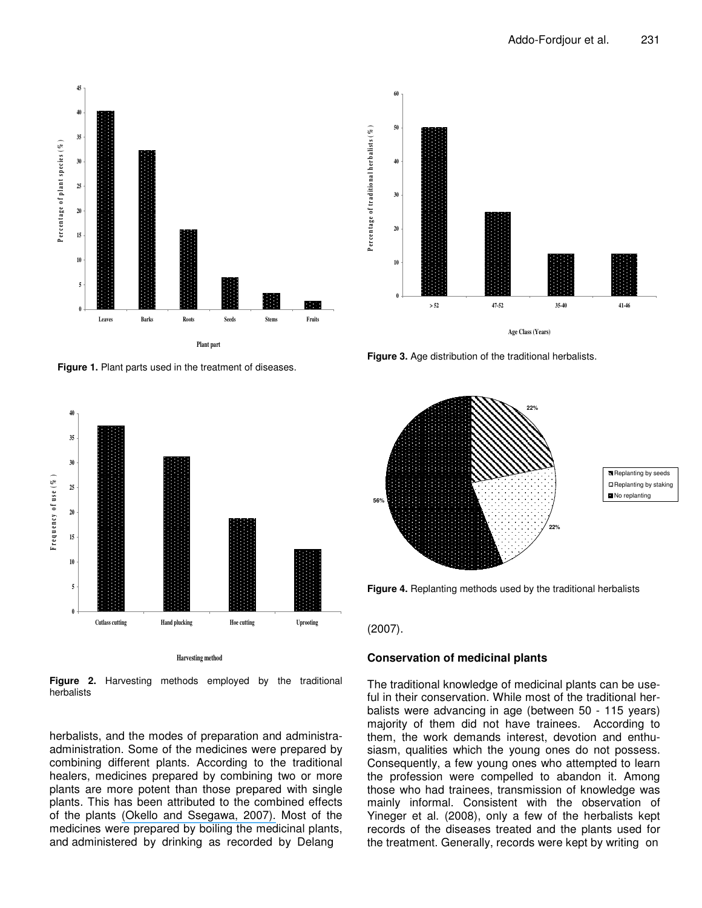Figure 1. Plant parts used in the treatment of diseases.

Figure 2. Harvesting methods employed by the traditional herbalists

herbalists, and the modes of preparation and administra-administration. Some of the medicines were prepared by combining different plants. According to the traditional healers, medicines prepared by combining two or more plants are more potent than those prepared with single plants. This has been attributed to the combined effects of the plants (Okello and Ssegawa, 2007). Most of the medicines were prepared by boiling the medicinal plants, and administered by drinking as recorded by Delang (2007).

Figure 3. Age distribution of the traditional herbalists.

Figure 4. Replanting methods used by the traditional herbalists

## Conservation of medicinal plants

The traditional knowledge of medicinal plants can be useful in their conservation. While most of the traditional herbalists were advancing in age (between 50 - 115 years) majority of them did not have trainees. According to them, the work demands interest, devotion and enthusiasm, qualities which the young ones do not possess. Consequently, a few young ones who attempted to learn the profession were compelled to abandon it. Among those who had trainees, transmission of knowledge was mainly informal. Consistent with the observation of Yineger et al. (2008), only a few of the herbalists kept records of the diseases treated and the plants used for the treatment. Generally, records were kept by writing on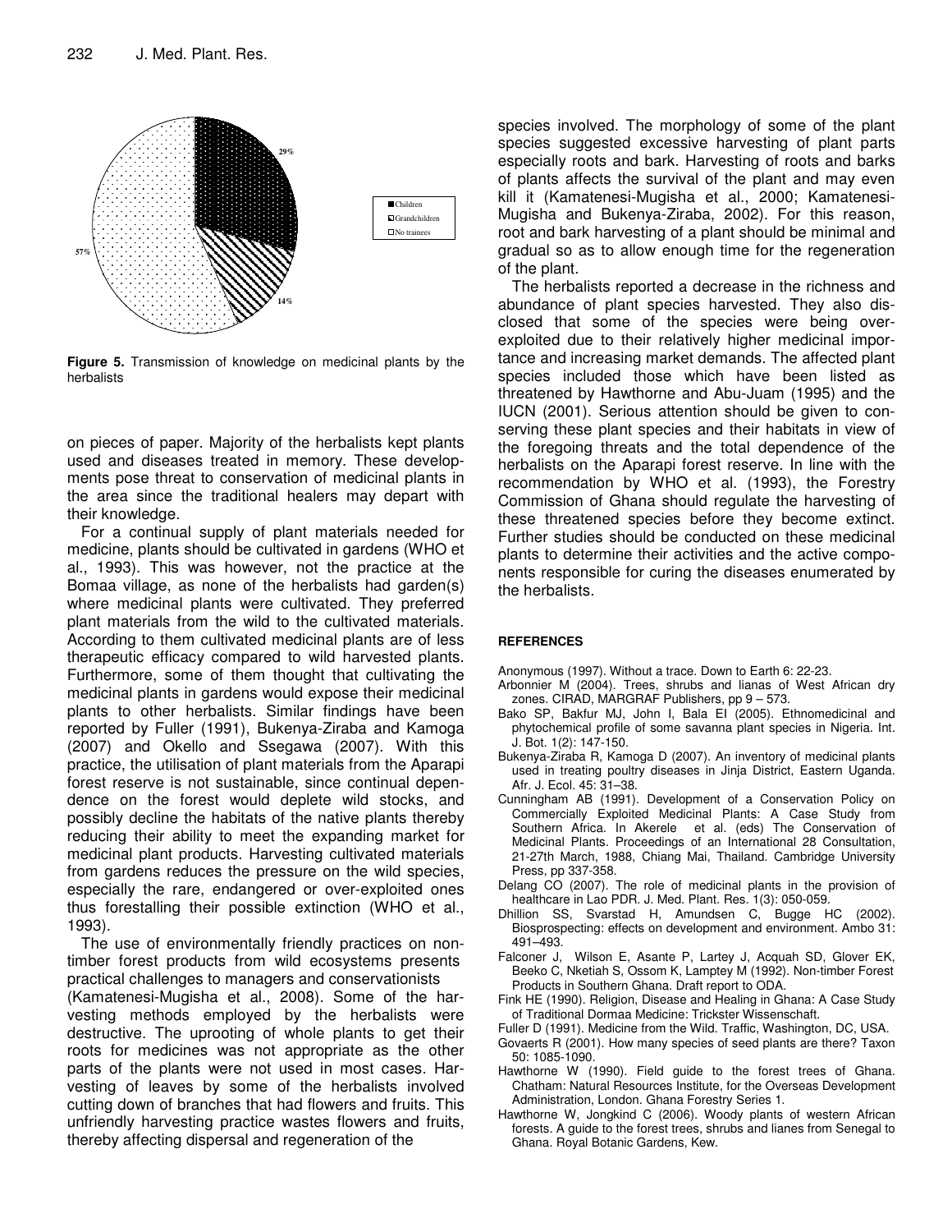**Figure 5.** Transmission of knowledge on medicinal plants by the herbalists

on pieces of paper. Majority of the herbalists kept plants used and diseases treated in memory. These developments pose threat to conservation of medicinal plants in the area since the traditional healers may depart with their knowledge.

For a continual supply of plant materials needed for medicine, plants should be cultivated in gardens (WHO et al., 1993). This was however, not the practice at the Bomaa village, as none of the herbalists had garden(s) where medicinal plants were cultivated. They preferred plant materials from the wild to the cultivated materials. According to them cultivated medicinal plants are of less therapeutic efficacy compared to wild harvested plants. Furthermore, some of them thought that cultivating the medicinal plants in gardens would expose their medicinal plants to other herbalists. Similar findings have been reported by Fuller (1991), Bukenya-Ziraba and Kamoga (2007) and Okello and Ssegawa (2007). With this practice, the utilisation of plant materials from the Aparapi forest reserve is not sustainable, since continual dependence on the forest would deplete wild stocks, and possibly decline the habitats of the native plants thereby reducing their ability to meet the expanding market for medicinal plant products. Harvesting cultivated materials from gardens reduces the pressure on the wild species, especially the rare, endangered or over-exploited ones thus forestalling their possible extinction (WHO et al., 1993).

The use of environmentally friendly practices on non-timber forest products from wild ecosystems presents practical challenges to managers and conservationists (Kamatenesi-Mugisha et al., 2008). Some of the harvesting methods employed by the herbalists were destructive. The uprooting of whole plants to get their roots for medicines was not appropriate as the other parts of the plants were not used in most cases. Harvesting of leaves by some of the herbalists involved cutting down of branches that had flowers and fruits. This unfriendly harvesting practice wastes flowers and fruits, thereby affecting dispersal and regeneration of the species involved. The morphology of some of the plant species suggested excessive harvesting of plant parts especially roots and bark. Harvesting of roots and barks of plants affects the survival of the plant and may even kill it (Kamatenesi-Mugisha et al., 2000; Kamatenesi-Mugisha and Bukenya-Ziraba, 2002). For this reason, root and bark harvesting of a plant should be minimal and gradual so as to allow enough time for the regeneration of the plant.

The herbalists reported a decrease in the richness and abundance of plant species harvested. They also disclosed that some of the species were being over-exploited due to their relatively higher medicinal importance and increasing market demands. The affected plant species included those which have been listed as threatened by Hawthorne and Abu-Juam (1995) and the IUCN (2001). Serious attention should be given to conserving these plant species and their habitats in view of the foregoing threats and the total dependence of the herbalists on the Aparapi forest reserve. In line with the recommendation by WHO et al. (1993), the Forestry Commission of Ghana should regulate the harvesting of these threatened species before they become extinct. Further studies should be conducted on these medicinal plants to determine their activities and the active components responsible for curing the diseases enumerated by the herbalists.

## REFERENCES

Anonymous (1997). Without a trace. Down to Earth 6: 22-23.

Arbonnier M (2004). Trees, shrubs and lianas of West African dry zones. CIRAD, MARGRAF Publishers, pp 9 – 573.

Bako SP, Bakfur MJ, John I, Bala EI (2005). Ethnomedicinal and phytochemical profile of some savanna plant species in Nigeria. Int. J. Bot. 1(2): 147-150.

Bukenya-Ziraba R, Kamoga D (2007). An inventory of medicinal plants used in treating poultry diseases in Jinja District, Eastern Uganda. Afr. J. Ecol. 45: 31–38.

Cunningham AB (1991). Development of a Conservation Policy on Commercially Exploited Medicinal Plants: A Case Study from Southern Africa. In Akerele et al. (eds) The Conservation of Medicinal Plants. Proceedings of an International 28 Consultation, 21-27th March, 1988, Chiang Mai, Thailand. Cambridge University Press, pp 337-358.

Delang CO (2007). The role of medicinal plants in the provision of healthcare in Lao PDR. J. Med. Plant. Res. 1(3): 050-059.

Dhillion SS, Svarstad H, Amundsen C, Bugge HC (2002). Biosprospecting: effects on development and environment. Ambo 31: 491–493.

Falconer J, Wilson E, Asante P, Lartey J, Acquah SD, Glover EK, Beeko C, Nketiah S, Ossom K, Lamptey M (1992). Non-timber Forest Products in Southern Ghana. Draft report to ODA.

Fink HE (1990). Religion, Disease and Healing in Ghana: A Case Study of Traditional Dormaa Medicine: Trickster Wissenschaft.

Fuller D (1991). Medicine from the Wild. Traffic, Washington, DC, USA.

Govaerts R (2001). How many species of seed plants are there? Taxon 50: 1085-1090.

Hawthorne W (1990). Field guide to the forest trees of Ghana. Chatham: Natural Resources Institute, for the Overseas Development Administration, London. Ghana Forestry Series 1.

Hawthorne W, Jongkind C (2006). Woody plants of western African forests. A guide to the forest trees, shrubs and lianes from Senegal to Ghana. Royal Botanic Gardens, Kew.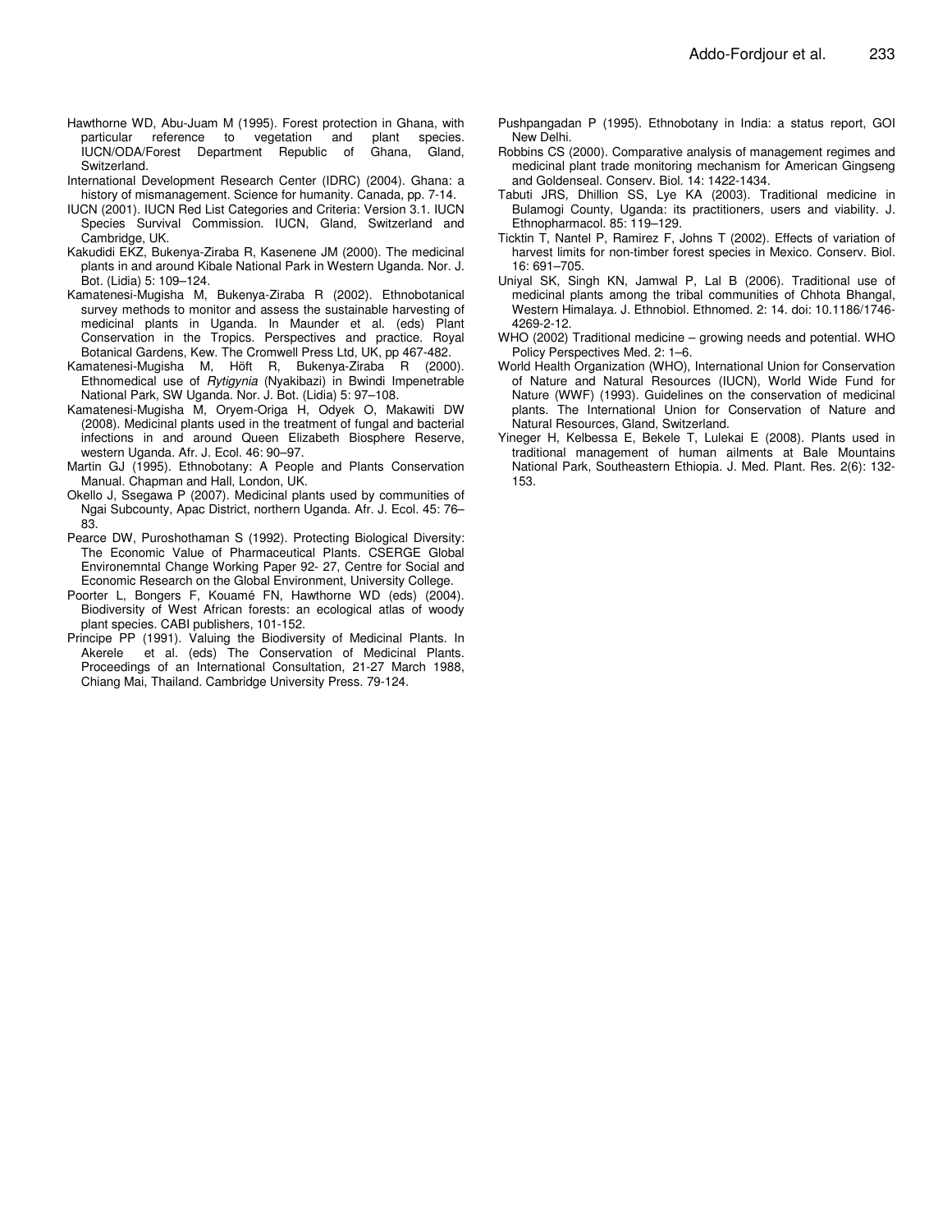Hawthorne WD, Abu-Juam M (1995). Forest protection in Ghana, with particular reference to vegetation and plant species. IUCN/ODA/Forest Department Republic of Ghana, Gland, Switzerland.

International Development Research Center (IDRC) (2004). Ghana: a history of mismanagement. Science for humanity. Canada, pp. 7-14.

IUCN (2001). IUCN Red List Categories and Criteria: Version 3.1. IUCN Species Survival Commission. IUCN, Gland, Switzerland and Cambridge, UK.

Kakudidi EKZ, Bukenya-Ziraba R, Kasenene JM (2000). The medicinal plants in and around Kibale National Park in Western Uganda. Nor. J. Bot. (Lidia) 5: 109–124.

Kamatenesi-Mugisha M, Bukenya-Ziraba R (2002). Ethnobotanical survey methods to monitor and assess the sustainable harvesting of medicinal plants in Uganda. In Maunder et al. (eds) Plant Conservation in the Tropics. Perspectives and practice. Royal Botanical Gardens, Kew. The Cromwell Press Ltd, UK, pp 467-482.

Kamatenesi-Mugisha M, Höft R, Bukenya-Ziraba R (2000). Ethnomedical use of *Rytigynia* (Nyakibazi) in Bwindi Impenetrable National Park, SW Uganda. Nor. J. Bot. (Lidia) 5: 97–108.

Kamatenesi-Mugisha M, Oryem-Origa H, Odyek O, Makawiti DW (2008). Medicinal plants used in the treatment of fungal and bacterial infections in and around Queen Elizabeth Biosphere Reserve, western Uganda. Afr. J. Ecol. 46: 90–97.

Martin GJ (1995). Ethnobotany: A People and Plants Conservation Manual. Chapman and Hall, London, UK.

Okello J, Ssegawa P (2007). Medicinal plants used by communities of Ngai Subcounty, Apac District, northern Uganda. Afr. J. Ecol. 45: 76–83.

Pearce DW, Puroshothaman S (1992). Protecting Biological Diversity: The Economic Value of Pharmaceutical Plants. CSERGE Global Environemntal Change Working Paper 92- 27, Centre for Social and Economic Research on the Global Environment, University College.

Poorter L, Bongers F, Kouamé FN, Hawthorne WD (eds) (2004). Biodiversity of West African forests: an ecological atlas of woody plant species. CABI publishers, 101-152.

Principe PP (1991). Valuing the Biodiversity of Medicinal Plants. In Akerele et al. (eds) The Conservation of Medicinal Plants. Proceedings of an International Consultation, 21-27 March 1988, Chiang Mai, Thailand. Cambridge University Press. 79-124.

Pushpangadan P (1995). Ethnobotany in India: a status report, GOI New Delhi.

Robbins CS (2000). Comparative analysis of management regimes and medicinal plant trade monitoring mechanism for American Gingseng and Goldenseal. Conserv. Biol. 14: 1422-1434.

Tabuti JRS, Dhillion SS, Lye KA (2003). Traditional medicine in Bulamogi County, Uganda: its practitioners, users and viability. J. Ethnopharmacol. 85: 119–129.

Ticktin T, Nantel P, Ramirez F, Johns T (2002). Effects of variation of harvest limits for non-timber forest species in Mexico. Conserv. Biol. 16: 691–705.

Uniyal SK, Singh KN, Jamwal P, Lal B (2006). Traditional use of medicinal plants among the tribal communities of Chhota Bhangal, Western Himalaya. J. Ethnobiol. Ethnomed. 2: 14. doi: 10.1186/1746-4269-2-12.

WHO (2002) Traditional medicine – growing needs and potential. WHO Policy Perspectives Med. 2: 1–6.

World Health Organization (WHO), International Union for Conservation of Nature and Natural Resources (IUCN), World Wide Fund for Nature (WWF) (1993). Guidelines on the conservation of medicinal plants. The International Union for Conservation of Nature and Natural Resources, Gland, Switzerland.

Yineger H, Kelbessa E, Bekele T, Lulekai E (2008). Plants used in traditional management of human ailments at Bale Mountains National Park, Southeastern Ethiopia. J. Med. Plant. Res. 2(6): 132-153.